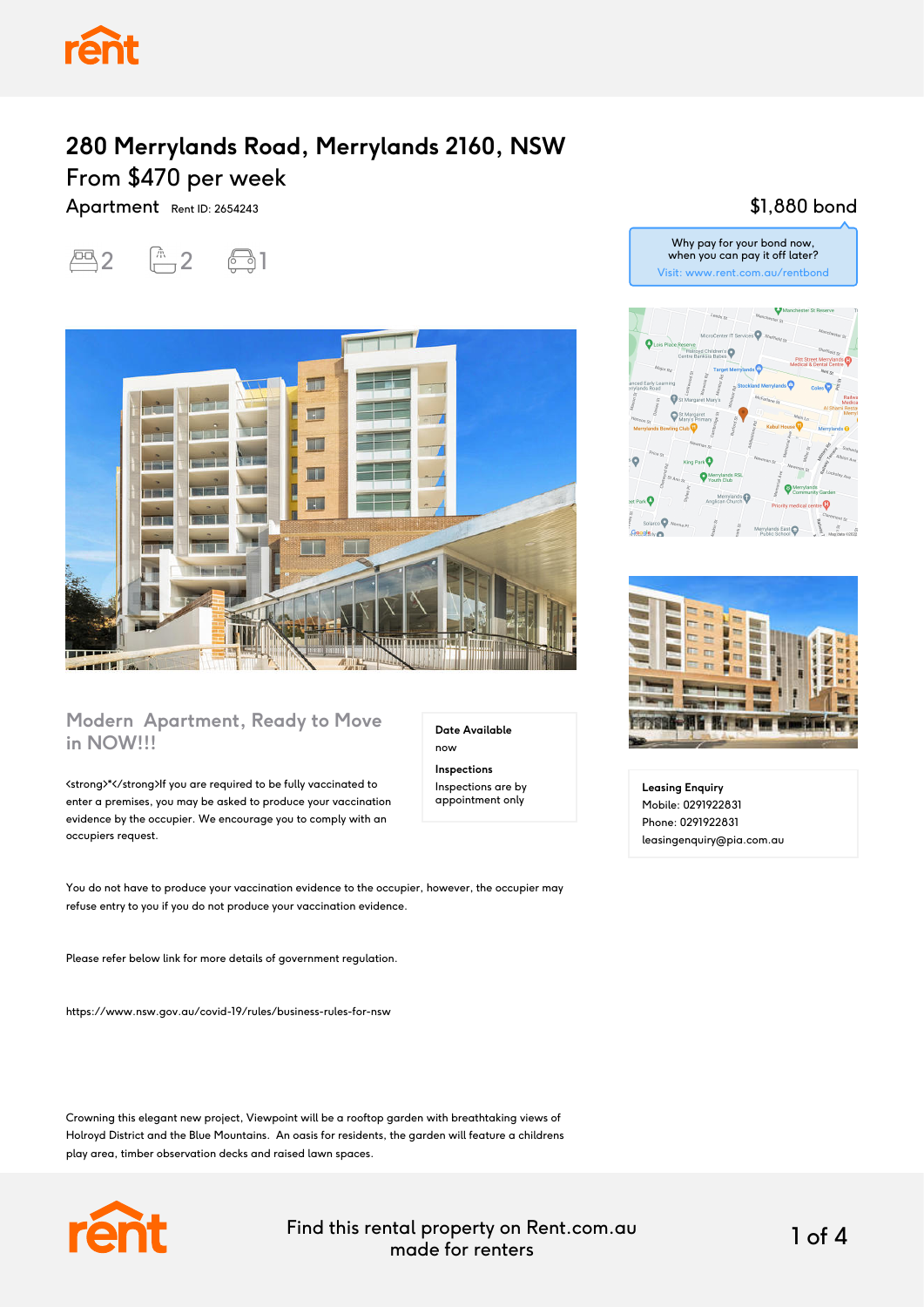# 280 Merrylands Road, Merrylands 2160, NSW

## From $470 per week

Apartment Rent ID: 2654243

2 2 1

$1,880 bond

Why pay for your bond now, when you can pay it off later?
Visit: www.rent.com.au/rentbond

### Modern Apartment, Ready to Move in NOW!!!

**Date Available**
now

**Inspections**
Inspections are by appointment only

<strong>*</strong>If you are required to be fully vaccinated to enter a premises, you may be asked to produce your vaccination evidence by the occupier. We encourage you to comply with an occupiers request.

You do not have to produce your vaccination evidence to the occupier, however, the occupier may refuse entry to you if you do not produce your vaccination evidence.

Please refer below link for more details of government regulation.

https://www.nsw.gov.au/covid-19/rules/business-rules-for-nsw

Crowning this elegant new project, Viewpoint will be a rooftop garden with breathtaking views of Holroyd District and the Blue Mountains. An oasis for residents, the garden will feature a childrens play area, timber observation decks and raised lawn spaces.

**Leasing Enquiry**
Mobile: 0291922831
Phone: 0291922831
leasingenquiry@pia.com.au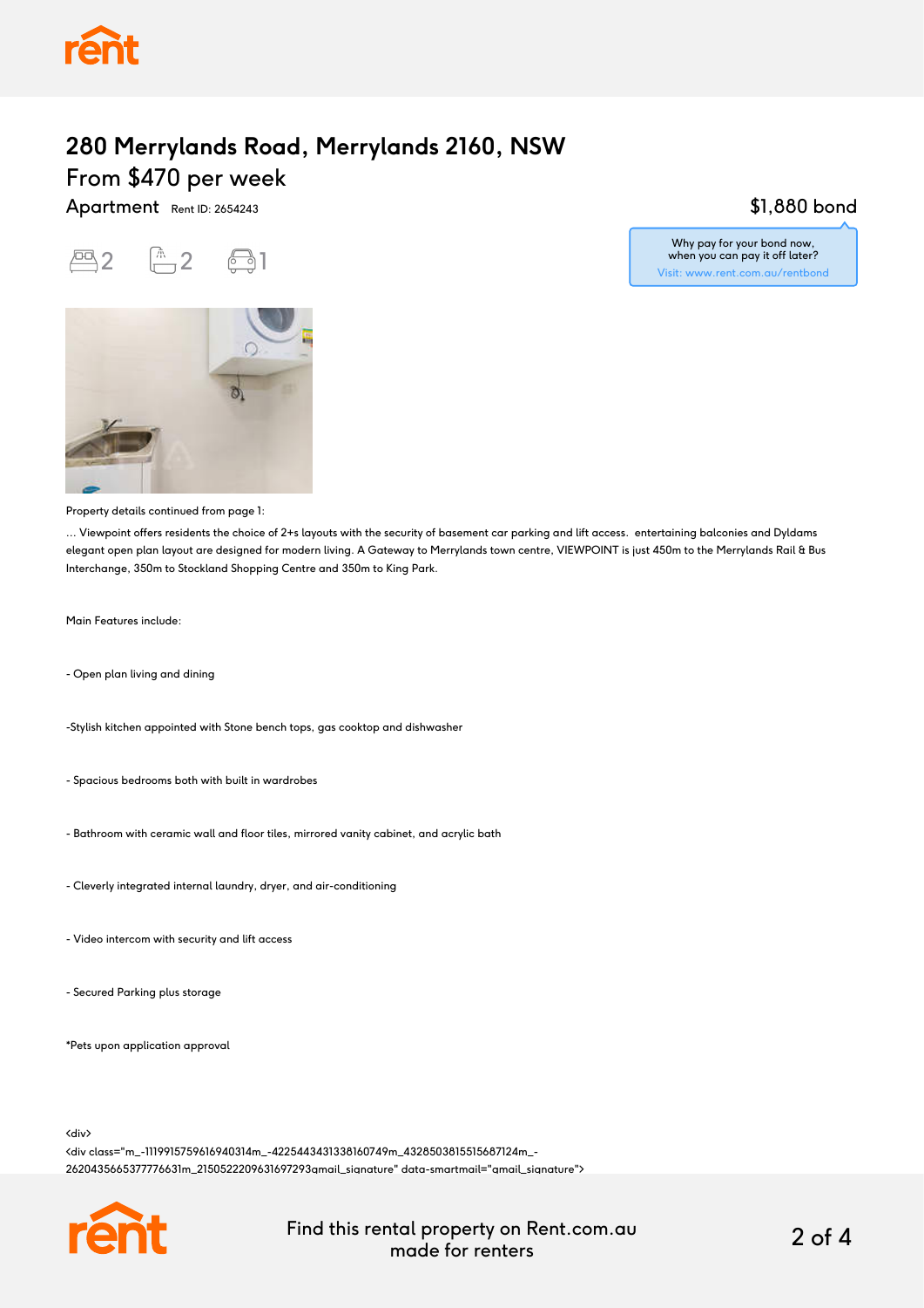# 280 Merrylands Road, Merrylands 2160, NSW

## From $470 per week

Apartment Rent ID: 2654243

$1,880 bond

Why pay for your bond now, when you can pay it off later?
Visit: www.rent.com.au/rentbond

2 2 1

Property details continued from page 1:

... Viewpoint offers residents the choice of 2+s layouts with the security of basement car parking and lift access. entertaining balconies and Dyldams elegant open plan layout are designed for modern living. A Gateway to Merrylands town centre, VIEWPOINT is just 450m to the Merrylands Rail & Bus Interchange, 350m to Stockland Shopping Centre and 350m to King Park.

Main Features include:

- Open plan living and dining

-Stylish kitchen appointed with Stone bench tops, gas cooktop and dishwasher

- Spacious bedrooms both with built in wardrobes

- Bathroom with ceramic wall and floor tiles, mirrored vanity cabinet, and acrylic bath

- Cleverly integrated internal laundry, dryer, and air-conditioning

- Video intercom with security and lift access

- Secured Parking plus storage

*Pets upon application approval

<div>
<div class="m_-1119915759616940314m_-4225443431338160749m_4328503815515687124m_-2620435665377776631m_2150522209631697293gmail_signature" data-smartmail="gmail_signature">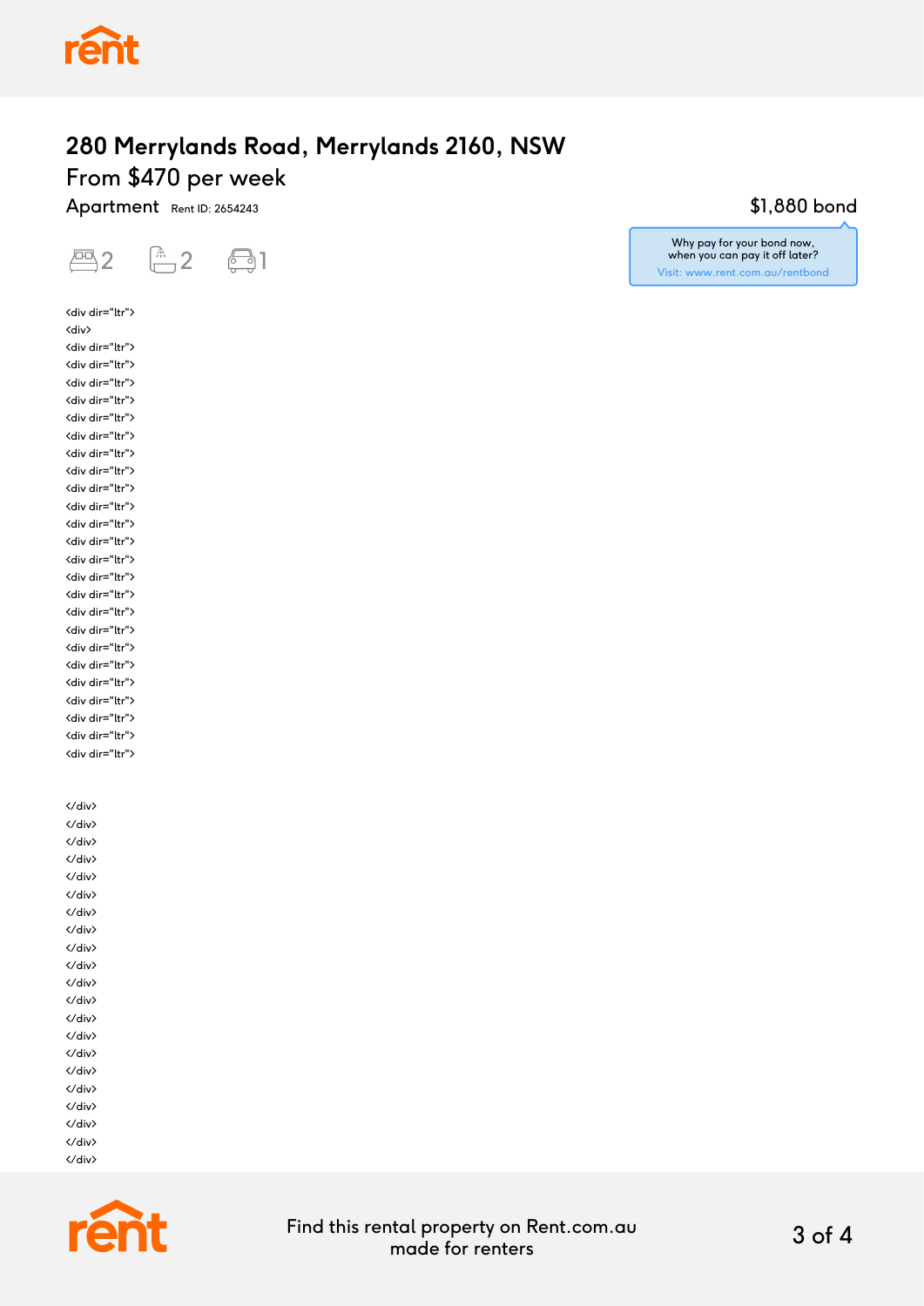# 280 Merrylands Road, Merrylands 2160, NSW

## From $470 per week

Apartment Rent ID: 2654243

$1,880 bond

Why pay for your bond now, when you can pay it off later?
Visit: www.rent.com.au/rentbond

2 2 1

```
<div dir="ltr">
<div>
<div dir="ltr">
<div dir="ltr">
<div dir="ltr">
<div dir="ltr">
<div dir="ltr">
<div dir="ltr">
<div dir="ltr">
<div dir="ltr">
<div dir="ltr">
<div dir="ltr">
<div dir="ltr">
<div dir="ltr">
<div dir="ltr">
<div dir="ltr">
<div dir="ltr">
<div dir="ltr">
<div dir="ltr">
<div dir="ltr">
<div dir="ltr">
<div dir="ltr">
<div dir="ltr">
<div dir="ltr">
<div dir="ltr">
<div dir="ltr">


</div>
</div>
</div>
</div>
</div>
</div>
</div>
</div>
</div>
</div>
</div>
</div>
</div>
</div>
</div>
</div>
</div>
</div>
</div>
</div>
</div>
```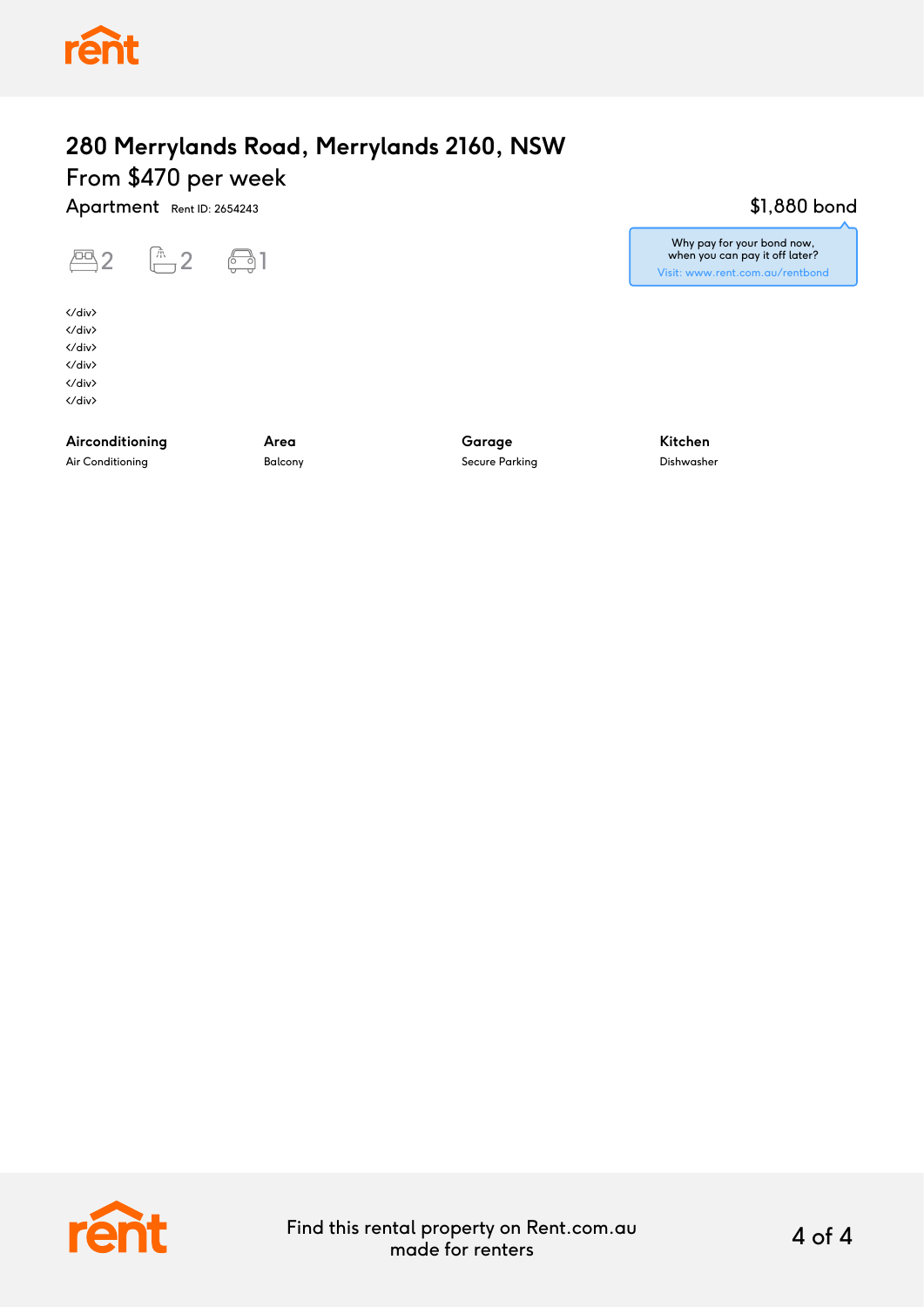# 280 Merrylands Road, Merrylands 2160, NSW

## From $470 per week

Apartment Rent ID: 2654243

$1,880 bond

Why pay for your bond now, when you can pay it off later?
Visit: www.rent.com.au/rentbond

2 2 1

</div>
</div>
</div>
</div>
</div>
</div>

| Airconditioning | Area | Garage | Kitchen |
| --- | --- | --- | --- |
| Air Conditioning | Balcony | Secure Parking | Dishwasher |

Find this rental property on Rent.com.au made for renters